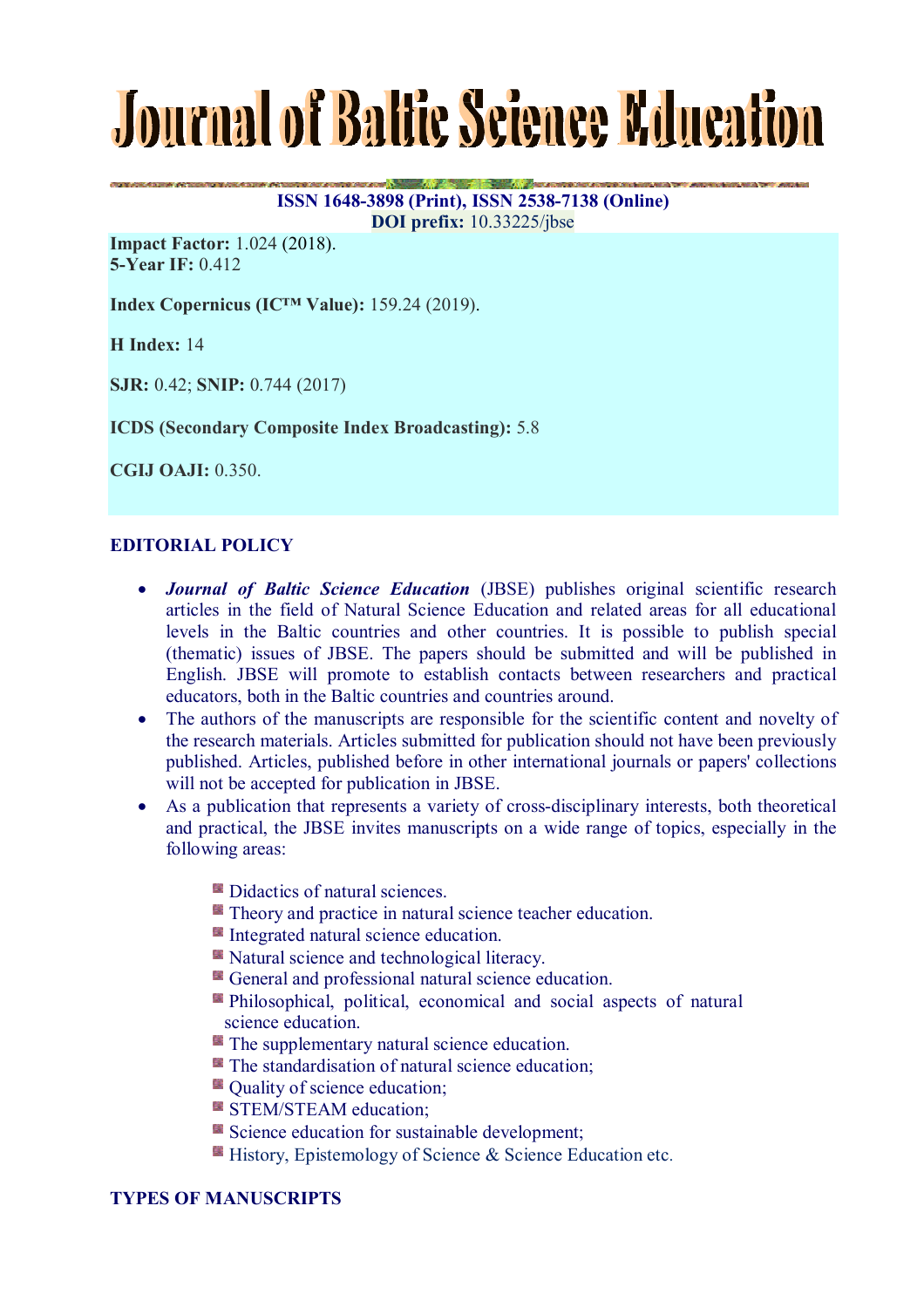# Journal of Baltic Science Education

**ISSN 1648-3898 (Print), ISSN 2538-7138 (Online)**
**DOI prefix:** 10.33225/jbse

**Impact Factor:** 1.024 (2018).
**5-Year IF:** 0.412

**Index Copernicus (IC™ Value):** 159.24 (2019).

**H Index:** 14

**SJR:** 0.42; **SNIP:** 0.744 (2017)

**ICDS (Secondary Composite Index Broadcasting):** 5.8

**CGIJ OAJI:** 0.350.

## EDITORIAL POLICY

- ***Journal of Baltic Science Education*** (JBSE) publishes original scientific research articles in the field of Natural Science Education and related areas for all educational levels in the Baltic countries and other countries. It is possible to publish special (thematic) issues of JBSE. The papers should be submitted and will be published in English. JBSE will promote to establish contacts between researchers and practical educators, both in the Baltic countries and countries around.
- The authors of the manuscripts are responsible for the scientific content and novelty of the research materials. Articles submitted for publication should not have been previously published. Articles, published before in other international journals or papers' collections will not be accepted for publication in JBSE.
- As a publication that represents a variety of cross-disciplinary interests, both theoretical and practical, the JBSE invites manuscripts on a wide range of topics, especially in the following areas:
  - Didactics of natural sciences.
  - Theory and practice in natural science teacher education.
  - Integrated natural science education.
  - Natural science and technological literacy.
  - General and professional natural science education.
  - Philosophical, political, economical and social aspects of natural science education.
  - The supplementary natural science education.
  - The standardisation of natural science education;
  - Quality of science education;
  - STEM/STEAM education;
  - Science education for sustainable development;
  - History, Epistemology of Science & Science Education etc.

## TYPES OF MANUSCRIPTS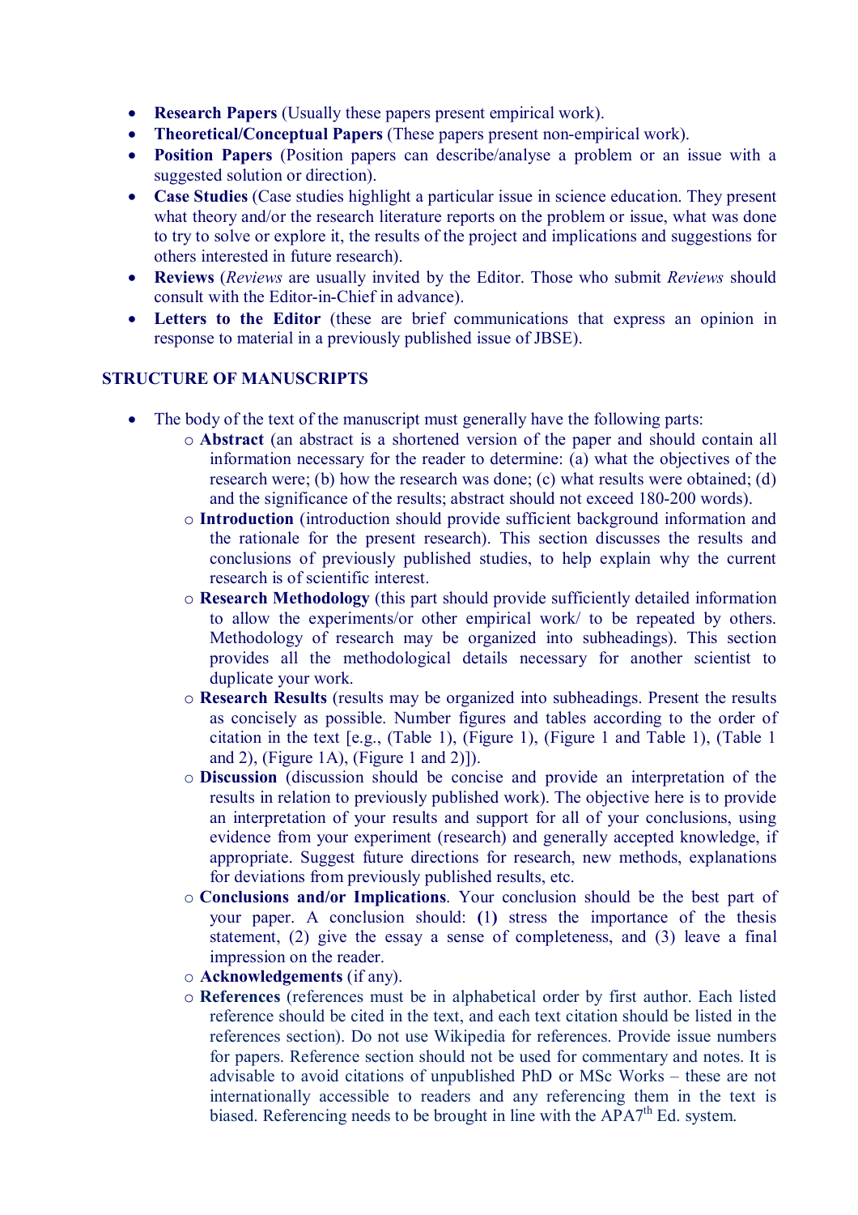- **Research Papers** (Usually these papers present empirical work).
- **Theoretical/Conceptual Papers** (These papers present non-empirical work).
- **Position Papers** (Position papers can describe/analyse a problem or an issue with a suggested solution or direction).
- **Case Studies** (Case studies highlight a particular issue in science education. They present what theory and/or the research literature reports on the problem or issue, what was done to try to solve or explore it, the results of the project and implications and suggestions for others interested in future research).
- **Reviews** (*Reviews* are usually invited by the Editor. Those who submit *Reviews* should consult with the Editor-in-Chief in advance).
- **Letters to the Editor** (these are brief communications that express an opinion in response to material in a previously published issue of JBSE).

## STRUCTURE OF MANUSCRIPTS

- The body of the text of the manuscript must generally have the following parts:
  - **Abstract** (an abstract is a shortened version of the paper and should contain all information necessary for the reader to determine: (a) what the objectives of the research were; (b) how the research was done; (c) what results were obtained; (d) and the significance of the results; abstract should not exceed 180-200 words).
  - **Introduction** (introduction should provide sufficient background information and the rationale for the present research). This section discusses the results and conclusions of previously published studies, to help explain why the current research is of scientific interest.
  - **Research Methodology** (this part should provide sufficiently detailed information to allow the experiments/or other empirical work/ to be repeated by others. Methodology of research may be organized into subheadings). This section provides all the methodological details necessary for another scientist to duplicate your work.
  - **Research Results** (results may be organized into subheadings. Present the results as concisely as possible. Number figures and tables according to the order of citation in the text [e.g., (Table 1), (Figure 1), (Figure 1 and Table 1), (Table 1 and 2), (Figure 1A), (Figure 1 and 2)]).
  - **Discussion** (discussion should be concise and provide an interpretation of the results in relation to previously published work). The objective here is to provide an interpretation of your results and support for all of your conclusions, using evidence from your experiment (research) and generally accepted knowledge, if appropriate. Suggest future directions for research, new methods, explanations for deviations from previously published results, etc.
  - **Conclusions and/or Implications**. Your conclusion should be the best part of your paper. A conclusion should: **(1)** stress the importance of the thesis statement, (2) give the essay a sense of completeness, and (3) leave a final impression on the reader.
  - **Acknowledgements** (if any).
  - **References** (references must be in alphabetical order by first author. Each listed reference should be cited in the text, and each text citation should be listed in the references section). Do not use Wikipedia for references. Provide issue numbers for papers. Reference section should not be used for commentary and notes. It is advisable to avoid citations of unpublished PhD or MSc Works – these are not internationally accessible to readers and any referencing them in the text is biased. Referencing needs to be brought in line with the APA7th Ed. system.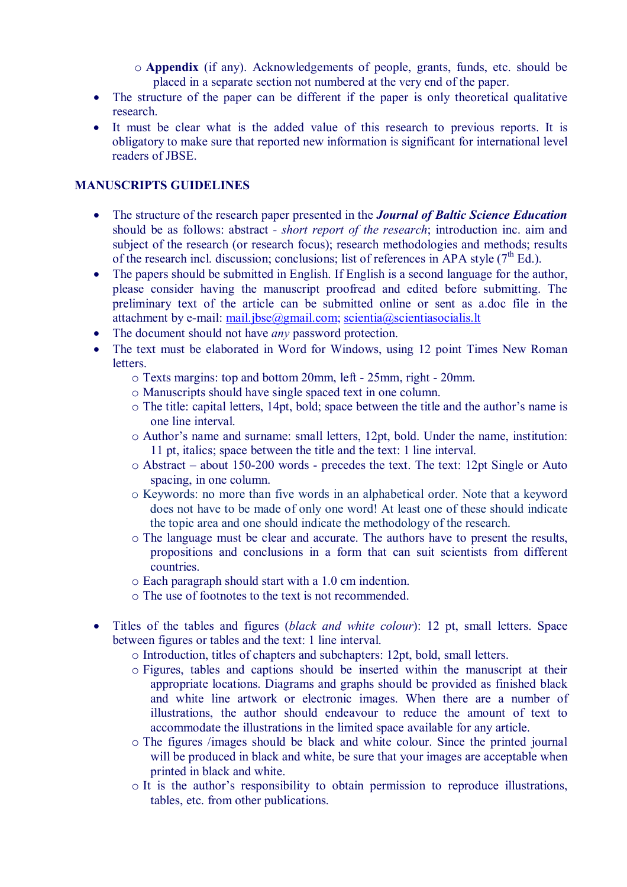- **Appendix** (if any). Acknowledgements of people, grants, funds, etc. should be placed in a separate section not numbered at the very end of the paper.

- The structure of the paper can be different if the paper is only theoretical qualitative research.
- It must be clear what is the added value of this research to previous reports. It is obligatory to make sure that reported new information is significant for international level readers of JBSE.

## MANUSCRIPTS GUIDELINES

- The structure of the research paper presented in the ***Journal of Baltic Science Education*** should be as follows: abstract - *short report of the research*; introduction inc. aim and subject of the research (or research focus); research methodologies and methods; results of the research incl. discussion; conclusions; list of references in APA style (7th Ed.).
- The papers should be submitted in English. If English is a second language for the author, please consider having the manuscript proofread and edited before submitting. The preliminary text of the article can be submitted online or sent as a.doc file in the attachment by e-mail: mail.jbse@gmail.com; scientia@scientiasocialis.lt
- The document should not have *any* password protection.
- The text must be elaborated in Word for Windows, using 12 point Times New Roman letters.
  - Texts margins: top and bottom 20mm, left - 25mm, right - 20mm.
  - Manuscripts should have single spaced text in one column.
  - The title: capital letters, 14pt, bold; space between the title and the author's name is one line interval.
  - Author's name and surname: small letters, 12pt, bold. Under the name, institution: 11 pt, italics; space between the title and the text: 1 line interval.
  - Abstract – about 150-200 words - precedes the text. The text: 12pt Single or Auto spacing, in one column.
  - Keywords: no more than five words in an alphabetical order. Note that a keyword does not have to be made of only one word! At least one of these should indicate the topic area and one should indicate the methodology of the research.
  - The language must be clear and accurate. The authors have to present the results, propositions and conclusions in a form that can suit scientists from different countries.
  - Each paragraph should start with a 1.0 cm indention.
  - The use of footnotes to the text is not recommended.

- Titles of the tables and figures (*black and white colour*): 12 pt, small letters. Space between figures or tables and the text: 1 line interval.
  - Introduction, titles of chapters and subchapters: 12pt, bold, small letters.
  - Figures, tables and captions should be inserted within the manuscript at their appropriate locations. Diagrams and graphs should be provided as finished black and white line artwork or electronic images. When there are a number of illustrations, the author should endeavour to reduce the amount of text to accommodate the illustrations in the limited space available for any article.
  - The figures /images should be black and white colour. Since the printed journal will be produced in black and white, be sure that your images are acceptable when printed in black and white.
  - It is the author's responsibility to obtain permission to reproduce illustrations, tables, etc. from other publications.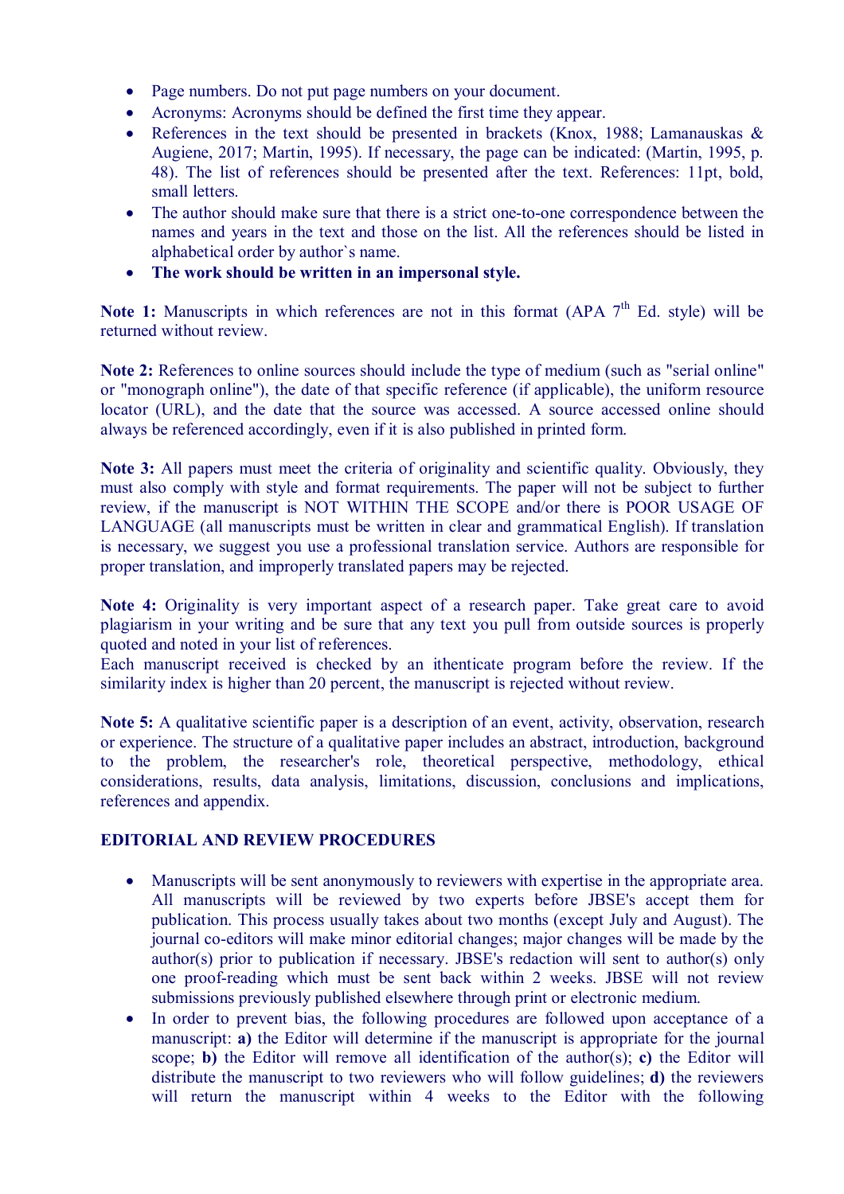- Page numbers. Do not put page numbers on your document.
- Acronyms: Acronyms should be defined the first time they appear.
- References in the text should be presented in brackets (Knox, 1988; Lamanauskas & Augiene, 2017; Martin, 1995). If necessary, the page can be indicated: (Martin, 1995, p. 48). The list of references should be presented after the text. References: 11pt, bold, small letters.
- The author should make sure that there is a strict one-to-one correspondence between the names and years in the text and those on the list. All the references should be listed in alphabetical order by author`s name.
- **The work should be written in an impersonal style.**

**Note 1:** Manuscripts in which references are not in this format (APA 7th Ed. style) will be returned without review.

**Note 2:** References to online sources should include the type of medium (such as "serial online" or "monograph online"), the date of that specific reference (if applicable), the uniform resource locator (URL), and the date that the source was accessed. A source accessed online should always be referenced accordingly, even if it is also published in printed form.

**Note 3:** All papers must meet the criteria of originality and scientific quality. Obviously, they must also comply with style and format requirements. The paper will not be subject to further review, if the manuscript is NOT WITHIN THE SCOPE and/or there is POOR USAGE OF LANGUAGE (all manuscripts must be written in clear and grammatical English). If translation is necessary, we suggest you use a professional translation service. Authors are responsible for proper translation, and improperly translated papers may be rejected.

**Note 4:** Originality is very important aspect of a research paper. Take great care to avoid plagiarism in your writing and be sure that any text you pull from outside sources is properly quoted and noted in your list of references.
Each manuscript received is checked by an ithenticate program before the review. If the similarity index is higher than 20 percent, the manuscript is rejected without review.

**Note 5:** A qualitative scientific paper is a description of an event, activity, observation, research or experience. The structure of a qualitative paper includes an abstract, introduction, background to the problem, the researcher's role, theoretical perspective, methodology, ethical considerations, results, data analysis, limitations, discussion, conclusions and implications, references and appendix.

## EDITORIAL AND REVIEW PROCEDURES

- Manuscripts will be sent anonymously to reviewers with expertise in the appropriate area. All manuscripts will be reviewed by two experts before JBSE's accept them for publication. This process usually takes about two months (except July and August). The journal co-editors will make minor editorial changes; major changes will be made by the author(s) prior to publication if necessary. JBSE's redaction will sent to author(s) only one proof-reading which must be sent back within 2 weeks. JBSE will not review submissions previously published elsewhere through print or electronic medium.
- In order to prevent bias, the following procedures are followed upon acceptance of a manuscript: **a)** the Editor will determine if the manuscript is appropriate for the journal scope; **b)** the Editor will remove all identification of the author(s); **c)** the Editor will distribute the manuscript to two reviewers who will follow guidelines; **d)** the reviewers will return the manuscript within 4 weeks to the Editor with the following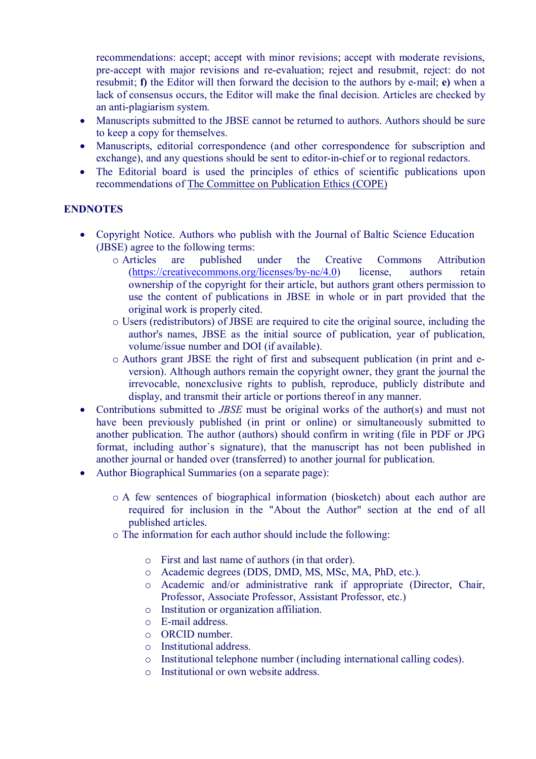recommendations: accept; accept with minor revisions; accept with moderate revisions, pre-accept with major revisions and re-evaluation; reject and resubmit, reject: do not resubmit; **f)** the Editor will then forward the decision to the authors by e-mail; **e)** when a lack of consensus occurs, the Editor will make the final decision. Articles are checked by an anti-plagiarism system.

- Manuscripts submitted to the JBSE cannot be returned to authors. Authors should be sure to keep a copy for themselves.
- Manuscripts, editorial correspondence (and other correspondence for subscription and exchange), and any questions should be sent to editor-in-chief or to regional redactors.
- The Editorial board is used the principles of ethics of scientific publications upon recommendations of The Committee on Publication Ethics (COPE)

**ENDNOTES**

- Copyright Notice. Authors who publish with the Journal of Baltic Science Education (JBSE) agree to the following terms:
  - Articles are published under the Creative Commons Attribution (https://creativecommons.org/licenses/by-nc/4.0) license, authors retain ownership of the copyright for their article, but authors grant others permission to use the content of publications in JBSE in whole or in part provided that the original work is properly cited.
  - Users (redistributors) of JBSE are required to cite the original source, including the author's names, JBSE as the initial source of publication, year of publication, volume/issue number and DOI (if available).
  - Authors grant JBSE the right of first and subsequent publication (in print and e-version). Although authors remain the copyright owner, they grant the journal the irrevocable, nonexclusive rights to publish, reproduce, publicly distribute and display, and transmit their article or portions thereof in any manner.
- Contributions submitted to *JBSE* must be original works of the author(s) and must not have been previously published (in print or online) or simultaneously submitted to another publication. The author (authors) should confirm in writing (file in PDF or JPG format, including author`s signature), that the manuscript has not been published in another journal or handed over (transferred) to another journal for publication.
- Author Biographical Summaries (on a separate page):
  - A few sentences of biographical information (biosketch) about each author are required for inclusion in the "About the Author" section at the end of all published articles.
  - The information for each author should include the following:
    - First and last name of authors (in that order).
    - Academic degrees (DDS, DMD, MS, MSc, MA, PhD, etc.).
    - Academic and/or administrative rank if appropriate (Director, Chair, Professor, Associate Professor, Assistant Professor, etc.)
    - Institution or organization affiliation.
    - E-mail address.
    - ORCID number.
    - Institutional address.
    - Institutional telephone number (including international calling codes).
    - Institutional or own website address.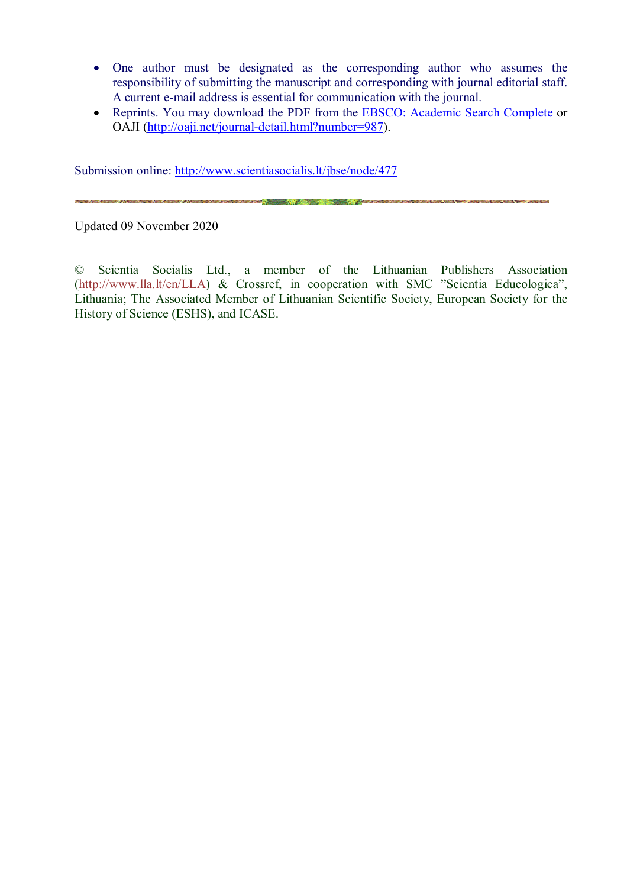- One author must be designated as the corresponding author who assumes the responsibility of submitting the manuscript and corresponding with journal editorial staff. A current e-mail address is essential for communication with the journal.
- Reprints. You may download the PDF from the EBSCO: Academic Search Complete or OAJI (http://oaji.net/journal-detail.html?number=987).

Submission online: http://www.scientiasocialis.lt/jbse/node/477

---

Updated 09 November 2020

© Scientia Socialis Ltd., a member of the Lithuanian Publishers Association (http://www.lla.lt/en/LLA) & Crossref, in cooperation with SMC "Scientia Educologica", Lithuania; The Associated Member of Lithuanian Scientific Society, European Society for the History of Science (ESHS), and ICASE.